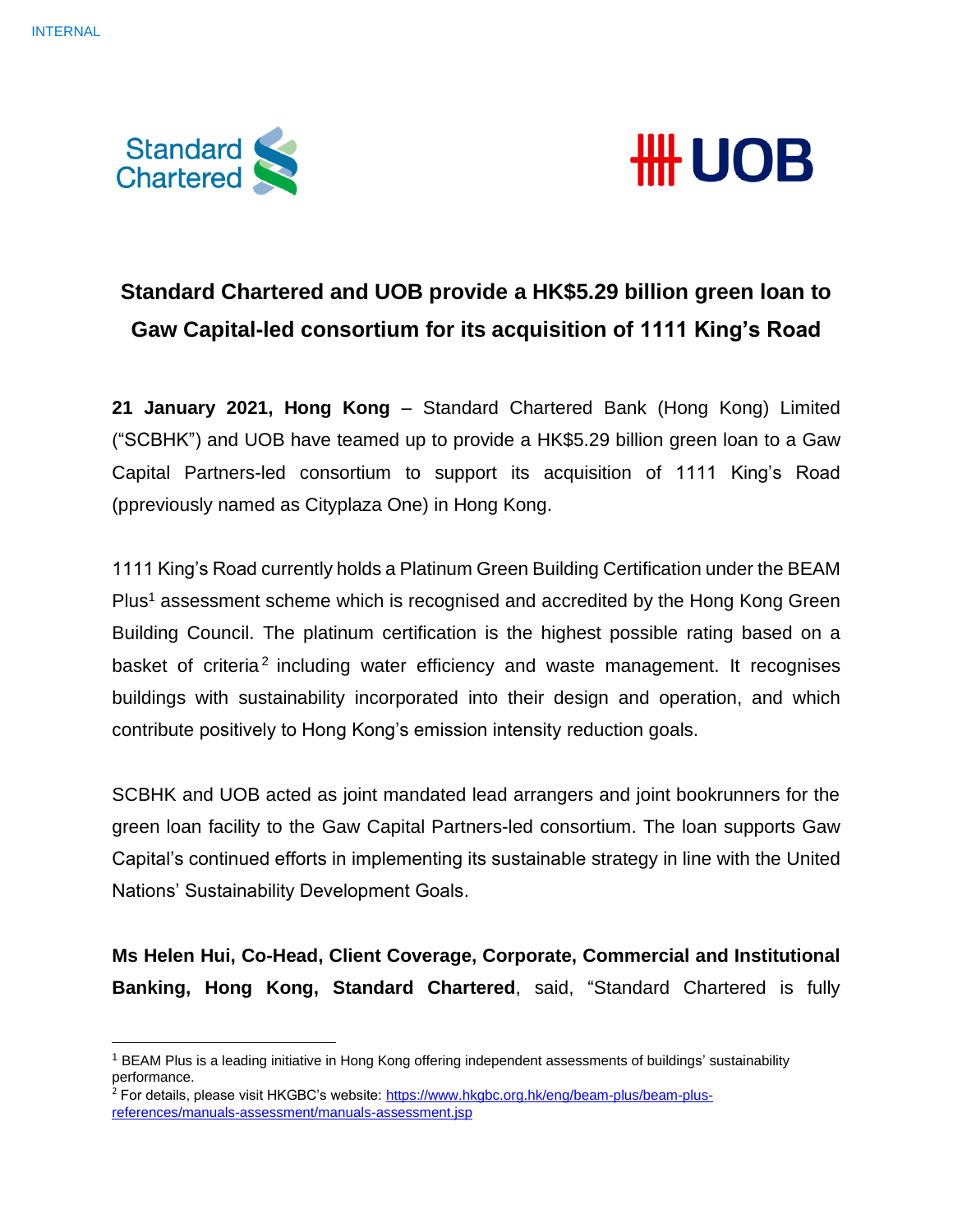INTERNAL

# Standard Chartered and UOB provide a HK$5.29 billion green loan to Gaw Capital-led consortium for its acquisition of 1111 King's Road

**21 January 2021, Hong Kong** – Standard Chartered Bank (Hong Kong) Limited ("SCBHK") and UOB have teamed up to provide a HK$5.29 billion green loan to a Gaw Capital Partners-led consortium to support its acquisition of 1111 King's Road (ppreviously named as Cityplaza One) in Hong Kong.

1111 King's Road currently holds a Platinum Green Building Certification under the BEAM Plus[1] assessment scheme which is recognised and accredited by the Hong Kong Green Building Council. The platinum certification is the highest possible rating based on a basket of criteria[2] including water efficiency and waste management. It recognises buildings with sustainability incorporated into their design and operation, and which contribute positively to Hong Kong's emission intensity reduction goals.

SCBHK and UOB acted as joint mandated lead arrangers and joint bookrunners for the green loan facility to the Gaw Capital Partners-led consortium. The loan supports Gaw Capital's continued efforts in implementing its sustainable strategy in line with the United Nations' Sustainability Development Goals.

**Ms Helen Hui, Co-Head, Client Coverage, Corporate, Commercial and Institutional Banking, Hong Kong, Standard Chartered**, said, "Standard Chartered is fully

---

[1] BEAM Plus is a leading initiative in Hong Kong offering independent assessments of buildings' sustainability performance.

[2] For details, please visit HKGBC's website: https://www.hkgbc.org.hk/eng/beam-plus/beam-plus-references/manuals-assessment/manuals-assessment.jsp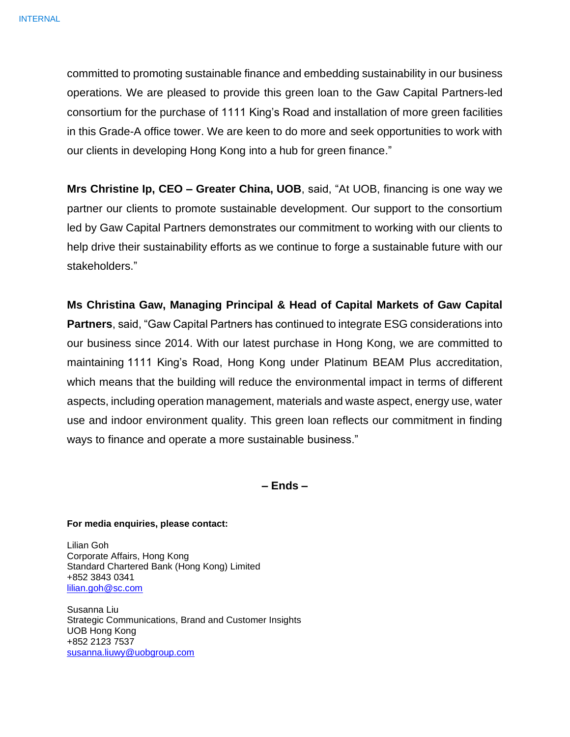committed to promoting sustainable finance and embedding sustainability in our business operations. We are pleased to provide this green loan to the Gaw Capital Partners-led consortium for the purchase of 1111 King's Road and installation of more green facilities in this Grade-A office tower. We are keen to do more and seek opportunities to work with our clients in developing Hong Kong into a hub for green finance."

**Mrs Christine Ip, CEO – Greater China, UOB**, said, "At UOB, financing is one way we partner our clients to promote sustainable development. Our support to the consortium led by Gaw Capital Partners demonstrates our commitment to working with our clients to help drive their sustainability efforts as we continue to forge a sustainable future with our stakeholders."

**Ms Christina Gaw, Managing Principal & Head of Capital Markets of Gaw Capital Partners**, said, "Gaw Capital Partners has continued to integrate ESG considerations into our business since 2014. With our latest purchase in Hong Kong, we are committed to maintaining 1111 King's Road, Hong Kong under Platinum BEAM Plus accreditation, which means that the building will reduce the environmental impact in terms of different aspects, including operation management, materials and waste aspect, energy use, water use and indoor environment quality. This green loan reflects our commitment in finding ways to finance and operate a more sustainable business."

**– Ends –**

**For media enquiries, please contact:**

Lilian Goh
Corporate Affairs, Hong Kong
Standard Chartered Bank (Hong Kong) Limited
+852 3843 0341
lilian.goh@sc.com

Susanna Liu
Strategic Communications, Brand and Customer Insights
UOB Hong Kong
+852 2123 7537
susanna.liuwy@uobgroup.com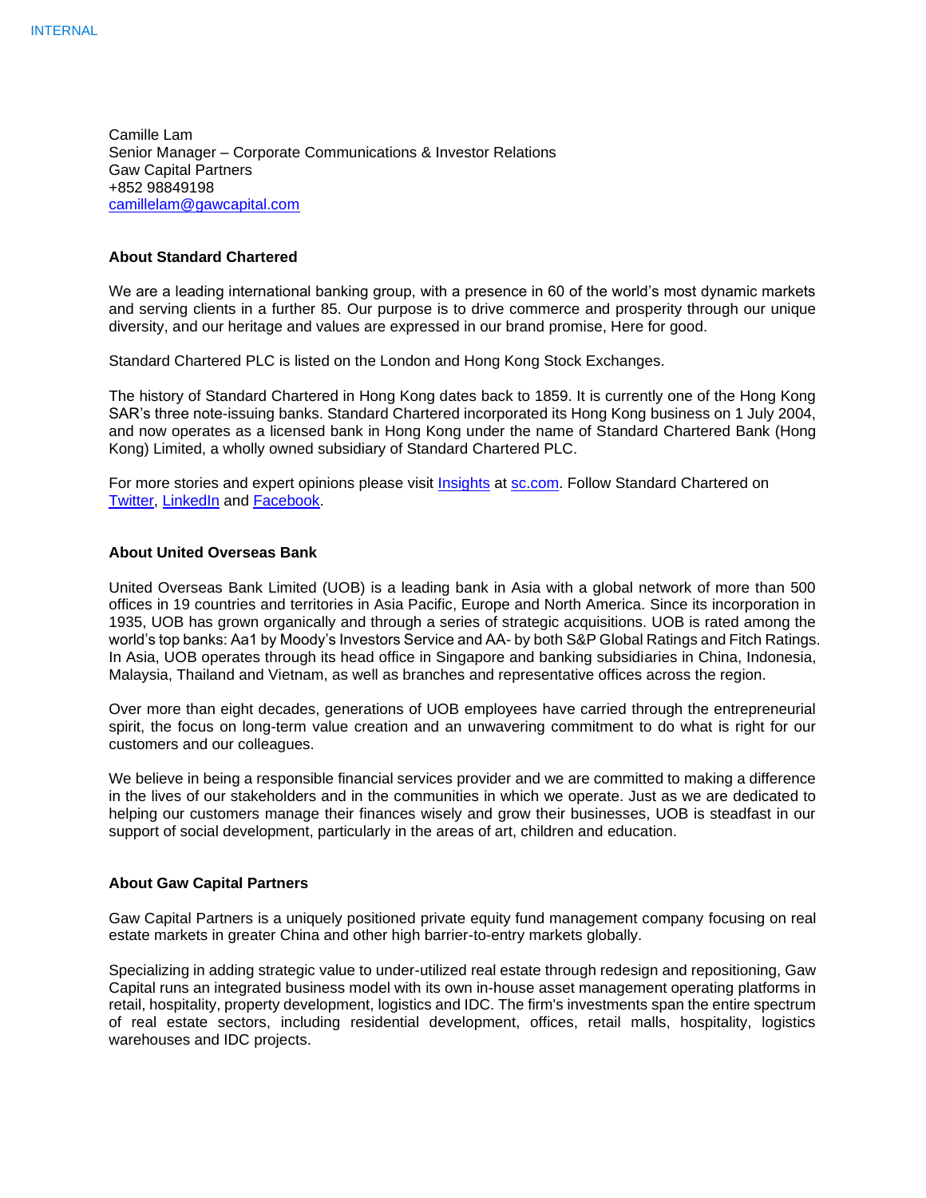Camille Lam
Senior Manager – Corporate Communications & Investor Relations
Gaw Capital Partners
+852 98849198
camillelam@gawcapital.com

**About Standard Chartered**

We are a leading international banking group, with a presence in 60 of the world's most dynamic markets and serving clients in a further 85. Our purpose is to drive commerce and prosperity through our unique diversity, and our heritage and values are expressed in our brand promise, Here for good.

Standard Chartered PLC is listed on the London and Hong Kong Stock Exchanges.

The history of Standard Chartered in Hong Kong dates back to 1859. It is currently one of the Hong Kong SAR's three note-issuing banks. Standard Chartered incorporated its Hong Kong business on 1 July 2004, and now operates as a licensed bank in Hong Kong under the name of Standard Chartered Bank (Hong Kong) Limited, a wholly owned subsidiary of Standard Chartered PLC.

For more stories and expert opinions please visit Insights at sc.com. Follow Standard Chartered on Twitter, LinkedIn and Facebook.

**About United Overseas Bank**

United Overseas Bank Limited (UOB) is a leading bank in Asia with a global network of more than 500 offices in 19 countries and territories in Asia Pacific, Europe and North America. Since its incorporation in 1935, UOB has grown organically and through a series of strategic acquisitions. UOB is rated among the world's top banks: Aa1 by Moody's Investors Service and AA- by both S&P Global Ratings and Fitch Ratings. In Asia, UOB operates through its head office in Singapore and banking subsidiaries in China, Indonesia, Malaysia, Thailand and Vietnam, as well as branches and representative offices across the region.

Over more than eight decades, generations of UOB employees have carried through the entrepreneurial spirit, the focus on long-term value creation and an unwavering commitment to do what is right for our customers and our colleagues.

We believe in being a responsible financial services provider and we are committed to making a difference in the lives of our stakeholders and in the communities in which we operate. Just as we are dedicated to helping our customers manage their finances wisely and grow their businesses, UOB is steadfast in our support of social development, particularly in the areas of art, children and education.

**About Gaw Capital Partners**

Gaw Capital Partners is a uniquely positioned private equity fund management company focusing on real estate markets in greater China and other high barrier-to-entry markets globally.

Specializing in adding strategic value to under-utilized real estate through redesign and repositioning, Gaw Capital runs an integrated business model with its own in-house asset management operating platforms in retail, hospitality, property development, logistics and IDC. The firm's investments span the entire spectrum of real estate sectors, including residential development, offices, retail malls, hospitality, logistics warehouses and IDC projects.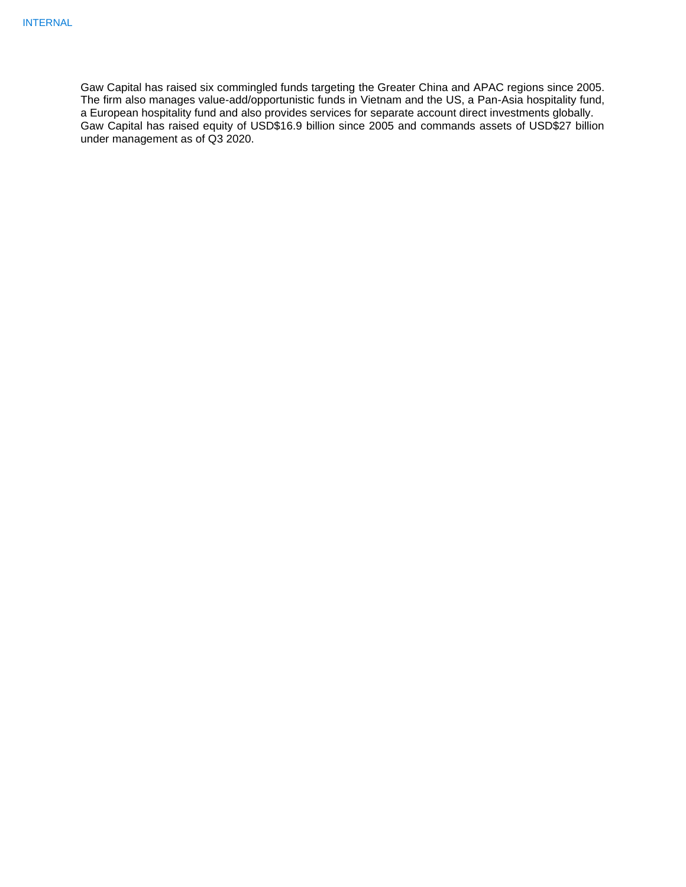Gaw Capital has raised six commingled funds targeting the Greater China and APAC regions since 2005. The firm also manages value-add/opportunistic funds in Vietnam and the US, a Pan-Asia hospitality fund, a European hospitality fund and also provides services for separate account direct investments globally. Gaw Capital has raised equity of USD$16.9 billion since 2005 and commands assets of USD$27 billion under management as of Q3 2020.